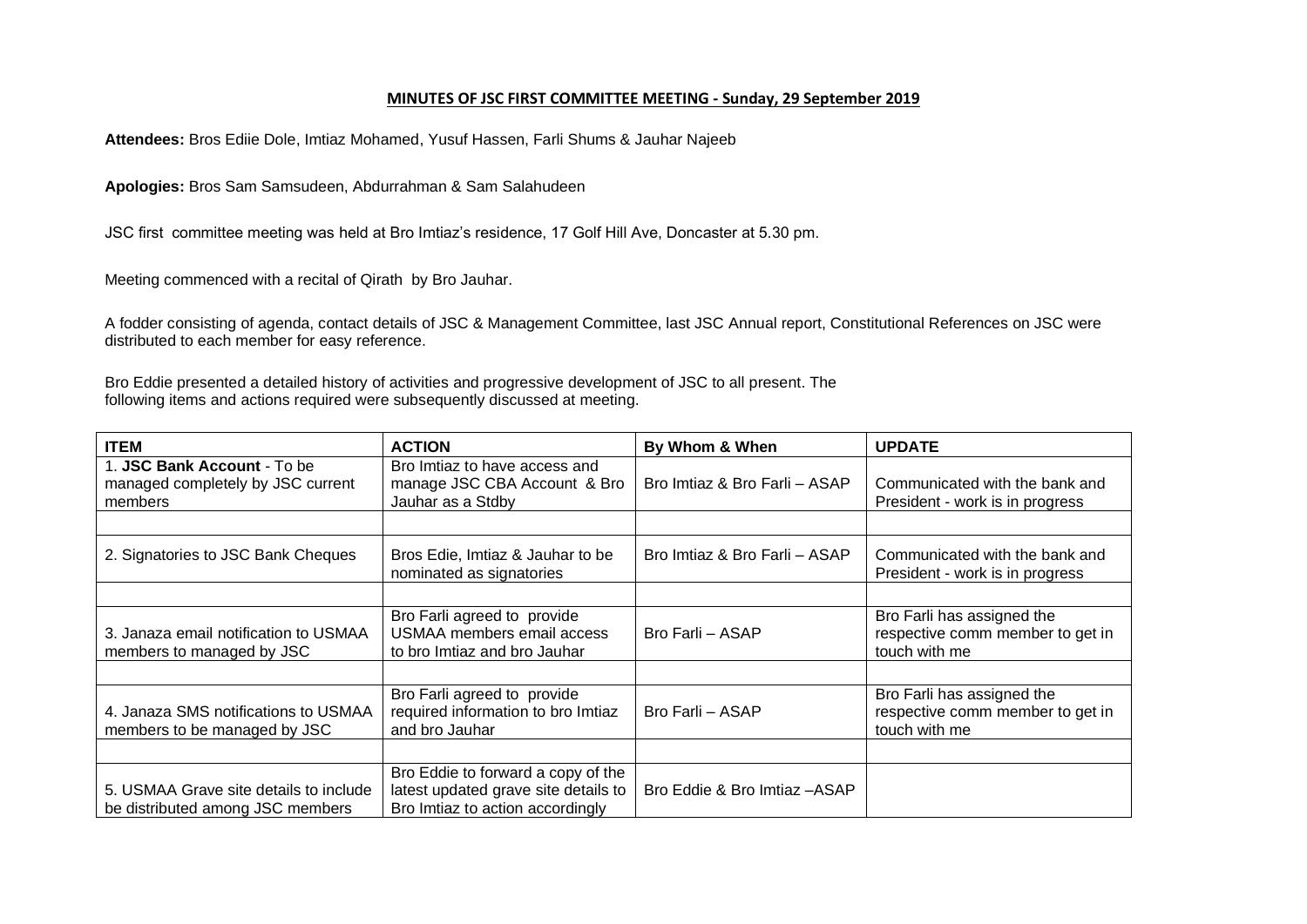**MINUTES OF JSC FIRST COMMITTEE MEETING - Sunday, 29 September 2019**

**Attendees:** Bros Ediie Dole, Imtiaz Mohamed, Yusuf Hassen, Farli Shums & Jauhar Najeeb

**Apologies:** Bros Sam Samsudeen, Abdurrahman & Sam Salahudeen

JSC first committee meeting was held at Bro Imtiaz's residence, 17 Golf Hill Ave, Doncaster at 5.30 pm.

Meeting commenced with a recital of Qirath by Bro Jauhar.

A fodder consisting of agenda, contact details of JSC & Management Committee, last JSC Annual report, Constitutional References on JSC were distributed to each member for easy reference.

Bro Eddie presented a detailed history of activities and progressive development of JSC to all present. The following items and actions required were subsequently discussed at meeting.

| ITEM | ACTION | By Whom & When | UPDATE |
|---|---|---|---|
| 1. **JSC Bank Account** - To be managed completely by JSC current members | Bro Imtiaz to have access and manage JSC CBA Account & Bro Jauhar as a Stdby | Bro Imtiaz & Bro Farli – ASAP | Communicated with the bank and President - work is in progress |
| | | | |
| 2. Signatories to JSC Bank Cheques | Bros Edie, Imtiaz & Jauhar to be nominated as signatories | Bro Imtiaz & Bro Farli – ASAP | Communicated with the bank and President - work is in progress |
| | | | |
| 3. Janaza email notification to USMAA members to managed by JSC | Bro Farli agreed to provide USMAA members email access to bro Imtiaz and bro Jauhar | Bro Farli – ASAP | Bro Farli has assigned the respective comm member to get in touch with me |
| | | | |
| 4. Janaza SMS notifications to USMAA members to be managed by JSC | Bro Farli agreed to provide required information to bro Imtiaz and bro Jauhar | Bro Farli – ASAP | Bro Farli has assigned the respective comm member to get in touch with me |
| | | | |
| 5. USMAA Grave site details to include be distributed among JSC members | Bro Eddie to forward a copy of the latest updated grave site details to Bro Imtiaz to action accordingly | Bro Eddie & Bro Imtiaz –ASAP | |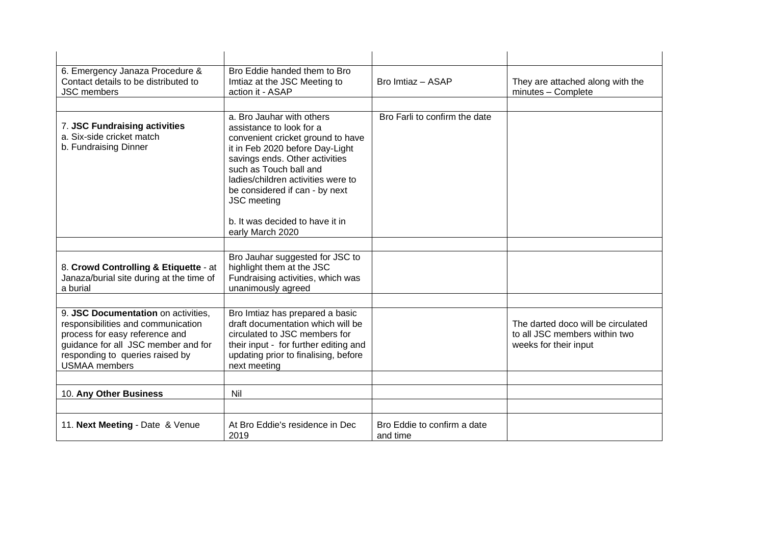| | | | |
|---|---|---|---|
| | | | |
| 6. Emergency Janaza Procedure & Contact details to be distributed to JSC members | Bro Eddie handed them to Bro Imtiaz at the JSC Meeting to action it - ASAP | Bro Imtiaz – ASAP | They are attached along with the minutes – Complete |
| | | | |
| 7. **JSC Fundraising activities**<br>a. Six-side cricket match<br>b. Fundraising Dinner | a. Bro Jauhar with others assistance to look for a convenient cricket ground to have it in Feb 2020 before Day-Light savings ends. Other activities such as Touch ball and ladies/children activities were to be considered if can - by next JSC meeting<br><br>b. It was decided to have it in early March 2020 | Bro Farli to confirm the date | |
| | | | |
| 8. **Crowd Controlling & Etiquette** - at Janaza/burial site during at the time of a burial | Bro Jauhar suggested for JSC to highlight them at the JSC Fundraising activities, which was unanimously agreed | | |
| | | | |
| 9. **JSC Documentation** on activities, responsibilities and communication process for easy reference and guidance for all JSC member and for responding to queries raised by USMAA members | Bro Imtiaz has prepared a basic draft documentation which will be circulated to JSC members for their input - for further editing and updating prior to finalising, before next meeting | | The darted doco will be circulated to all JSC members within two weeks for their input |
| | | | |
| 10. **Any Other Business** | Nil | | |
| | | | |
| 11. **Next Meeting** - Date & Venue | At Bro Eddie's residence in Dec 2019 | Bro Eddie to confirm a date and time | |